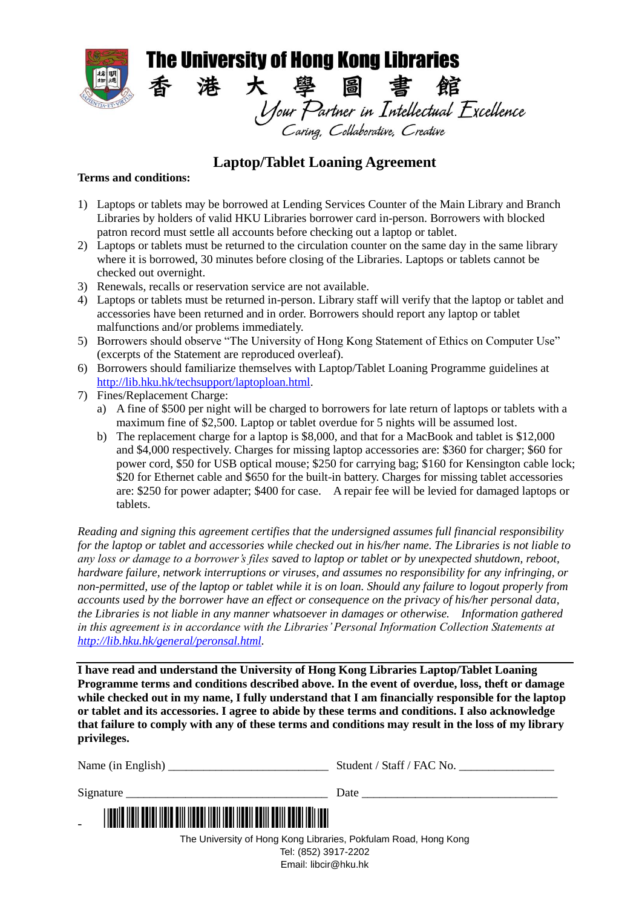# The University of Hong Kong Libraries

香 港 大 學 圖 書 館

*Your Partner in Intellectual Excellence*

*Caring, Collaborative, Creative*

## Laptop/Tablet Loaning Agreement

**Terms and conditions:**

1) Laptops or tablets may be borrowed at Lending Services Counter of the Main Library and Branch Libraries by holders of valid HKU Libraries borrower card in-person. Borrowers with blocked patron record must settle all accounts before checking out a laptop or tablet.
2) Laptops or tablets must be returned to the circulation counter on the same day in the same library where it is borrowed, 30 minutes before closing of the Libraries. Laptops or tablets cannot be checked out overnight.
3) Renewals, recalls or reservation service are not available.
4) Laptops or tablets must be returned in-person. Library staff will verify that the laptop or tablet and accessories have been returned and in order. Borrowers should report any laptop or tablet malfunctions and/or problems immediately.
5) Borrowers should observe "The University of Hong Kong Statement of Ethics on Computer Use" (excerpts of the Statement are reproduced overleaf).
6) Borrowers should familiarize themselves with Laptop/Tablet Loaning Programme guidelines at http://lib.hku.hk/techsupport/laptoploan.html.
7) Fines/Replacement Charge:
   a) A fine of $500 per night will be charged to borrowers for late return of laptops or tablets with a maximum fine of $2,500. Laptop or tablet overdue for 5 nights will be assumed lost.
   b) The replacement charge for a laptop is $8,000, and that for a MacBook and tablet is $12,000 and $4,000 respectively. Charges for missing laptop accessories are: $360 for charger; $60 for power cord, $50 for USB optical mouse; $250 for carrying bag; $160 for Kensington cable lock; $20 for Ethernet cable and $650 for the built-in battery. Charges for missing tablet accessories are: $250 for power adapter; $400 for case. A repair fee will be levied for damaged laptops or tablets.

*Reading and signing this agreement certifies that the undersigned assumes full financial responsibility for the laptop or tablet and accessories while checked out in his/her name. The Libraries is not liable to any loss or damage to a borrower's files saved to laptop or tablet or by unexpected shutdown, reboot, hardware failure, network interruptions or viruses, and assumes no responsibility for any infringing, or non-permitted, use of the laptop or tablet while it is on loan. Should any failure to logout properly from accounts used by the borrower have an effect or consequence on the privacy of his/her personal data, the Libraries is not liable in any manner whatsoever in damages or otherwise. Information gathered in this agreement is in accordance with the Libraries' Personal Information Collection Statements at http://lib.hku.hk/general/peronsal.html.*

---

**I have read and understand the University of Hong Kong Libraries Laptop/Tablet Loaning Programme terms and conditions described above. In the event of overdue, loss, theft or damage while checked out in my name, I fully understand that I am financially responsible for the laptop or tablet and its accessories. I agree to abide by these terms and conditions. I also acknowledge that failure to comply with any of these terms and conditions may result in the loss of my library privileges.**

Name (in English) ___________________________ Student / Staff / FAC No. ________________

Signature __________________________________ Date _________________________________

The University of Hong Kong Libraries, Pokfulam Road, Hong Kong
Tel: (852) 3917-2202
Email: libcir@hku.hk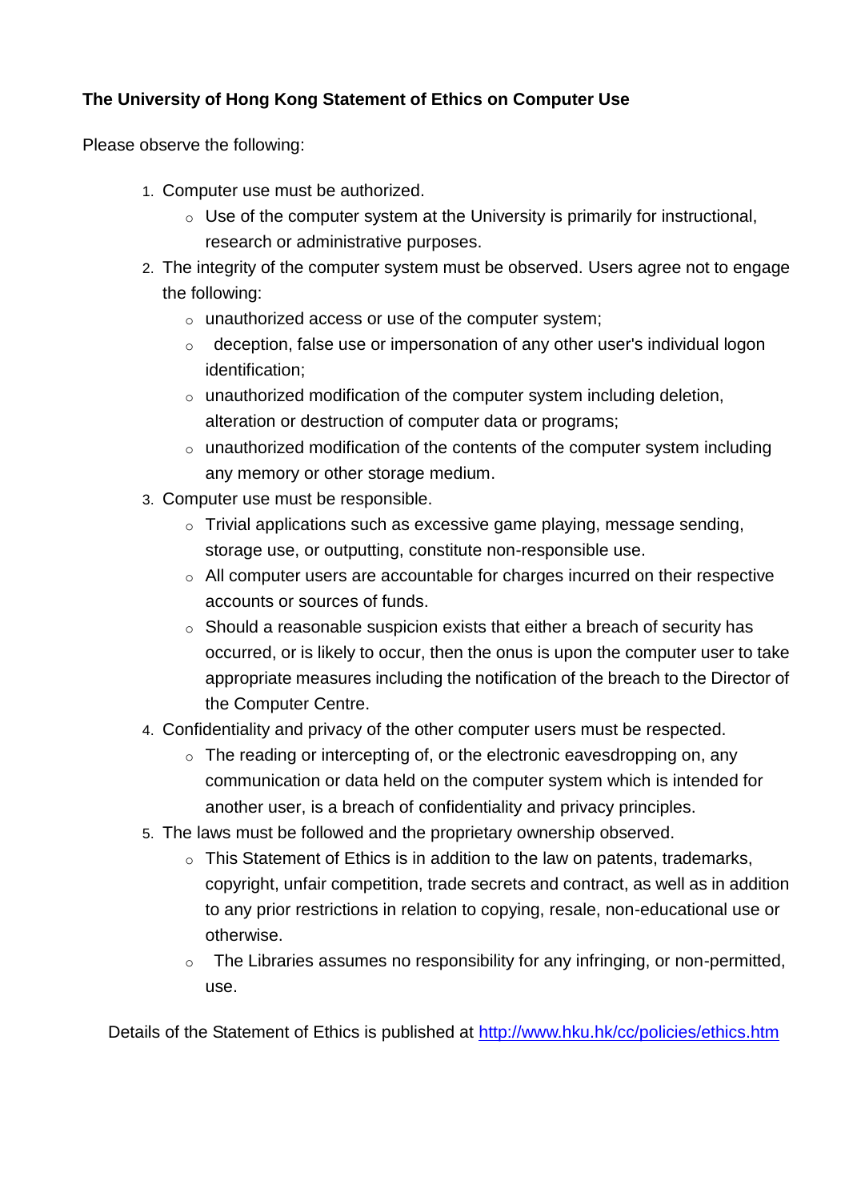**The University of Hong Kong Statement of Ethics on Computer Use**

Please observe the following:

1. Computer use must be authorized.
   - Use of the computer system at the University is primarily for instructional, research or administrative purposes.
2. The integrity of the computer system must be observed. Users agree not to engage the following:
   - unauthorized access or use of the computer system;
   - deception, false use or impersonation of any other user's individual logon identification;
   - unauthorized modification of the computer system including deletion, alteration or destruction of computer data or programs;
   - unauthorized modification of the contents of the computer system including any memory or other storage medium.
3. Computer use must be responsible.
   - Trivial applications such as excessive game playing, message sending, storage use, or outputting, constitute non-responsible use.
   - All computer users are accountable for charges incurred on their respective accounts or sources of funds.
   - Should a reasonable suspicion exists that either a breach of security has occurred, or is likely to occur, then the onus is upon the computer user to take appropriate measures including the notification of the breach to the Director of the Computer Centre.
4. Confidentiality and privacy of the other computer users must be respected.
   - The reading or intercepting of, or the electronic eavesdropping on, any communication or data held on the computer system which is intended for another user, is a breach of confidentiality and privacy principles.
5. The laws must be followed and the proprietary ownership observed.
   - This Statement of Ethics is in addition to the law on patents, trademarks, copyright, unfair competition, trade secrets and contract, as well as in addition to any prior restrictions in relation to copying, resale, non-educational use or otherwise.
   - The Libraries assumes no responsibility for any infringing, or non-permitted, use.

Details of the Statement of Ethics is published at http://www.hku.hk/cc/policies/ethics.htm